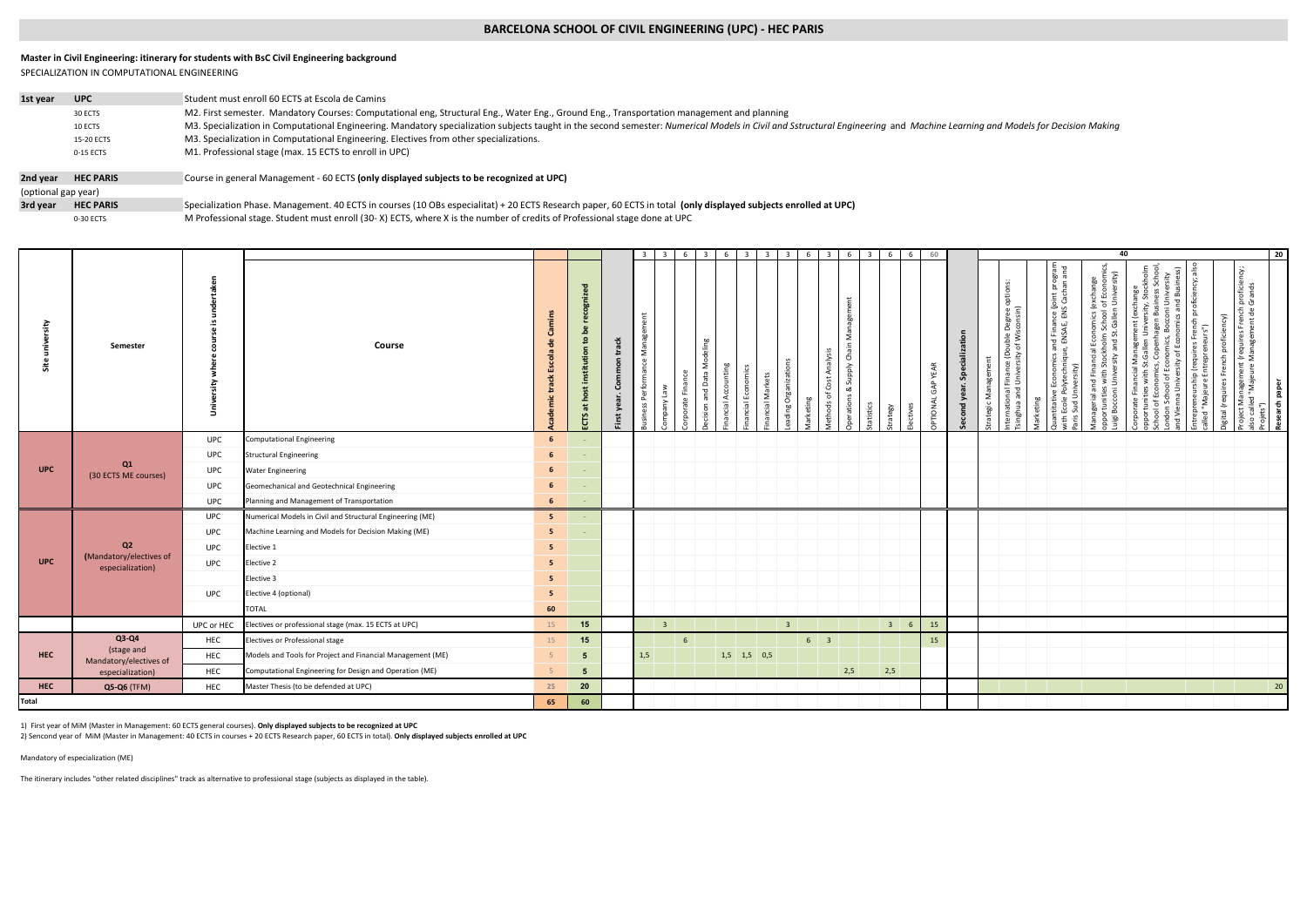# BARCELONA SCHOOL OF CIVIL ENGINEERING (UPC) - HEC PARIS

**Master in Civil Engineering: itinerary for students with BsC Civil Engineering background**

SPECIALIZATION IN COMPUTATIONAL ENGINEERING

| | | |
|---|---|---|
| **1st year** | **UPC** | Student must enroll 60 ECTS at Escola de Camins |
| | 30 ECTS | M2. First semester. Mandatory Courses: Computational eng, Structural Eng., Water Eng., Ground Eng., Transportation management and planning |
| | 10 ECTS | M3. Specialization in Computational Engineering. Mandatory specialization subjects taught in the second semester: *Numerical Models in Civil and Sstructural Engineering* and *Machine Learning and Models for Decision Making* |
| | 15-20 ECTS | M3. Specialization in Computational Engineering. Electives from other specializations. |
| | 0-15 ECTS | M1. Professional stage (max. 15 ECTS to enroll in UPC) |
| **2nd year** | **HEC PARIS** | Course in general Management - 60 ECTS **(only displayed subjects to be recognized at UPC)** |
| (optional gap year) | | |
| **3rd year** | **HEC PARIS** | Specialization Phase. Management. 40 ECTS in courses (10 OBs especialitat) + 20 ECTS Research paper, 60 ECTS in total **(only displayed subjects enrolled at UPC)** |
| | 0-30 ECTS | M Professional stage. Student must enroll (30- X) ECTS, where X is the number of credits of Professional stage done at UPC |

| Site university | Semester | University where course is undertaken | Course | Academic track Escola de Camins | ECTS at host institution to be recognized | First year. Common track | Business Performance Management | Company Law | Corporate Finance | Decision and Data Modeling | Financial Accounting | Financial Economics | Financial Markets | Leading Organizations | Marketing | Methods of Cost Analysis | Operations & Supply Chain Management | Statistics | Strategy | Electives | OPTIONAL GAP YEAR | Second year. Specialization | Strategic Management | International Finance (Double Degree options: Tsinghua and University of Wisconsin) | Marketing | Quantitative Economics and Finance (joint program with Ecole Polytechnique, ENSAE, ENS Cachan and Paris Sud University) | Managerial and Financial Economics (exchange opportunities with Stockholm School of Economics, Luigi Bocconi University and St. Gallen University) | Corporate Financial Management (exchange opportunities with St.Gallen University, Stockholm School of Economics, Copenhagen Business School, London School of Economics, Bocconi University and Vienna University of Economics and Business) | Entrepreneurship (requires French proficiency; also called "Majeure Entrepreneurs") | Digital (requires French proficiency) | Project Management (requires French proficiency; also called "Majeure Management de Grands Projets") | Research paper |
|---|---|---|---|---|---|---|---|---|---|---|---|---|---|---|---|---|---|---|---|---|---|---|---|---|---|---|---|---|---|---|---|---|
| | | | | | | | 3 | 3 | 6 | 3 | 6 | 3 | 3 | 3 | 6 | 3 | 6 | 3 | 6 | 6 | 60 | | 40 | | | | | | | | | 20 |
| UPC | Q1 (30 ECTS ME courses) | UPC | Computational Engineering | 6 | - | | | | | | | | | | | | | | | | | | | | | | | | | | | |
| | | UPC | Structural Engineering | 6 | - | | | | | | | | | | | | | | | | | | | | | | | | | | | |
| | | UPC | Water Engineering | 6 | - | | | | | | | | | | | | | | | | | | | | | | | | | | | |
| | | UPC | Geomechanical and Geotechnical Engineering | 6 | - | | | | | | | | | | | | | | | | | | | | | | | | | | | |
| | | UPC | Planning and Management of Transportation | 6 | - | | | | | | | | | | | | | | | | | | | | | | | | | | | |
| UPC | Q2 (Mandatory/electives of especialization) | UPC | Numerical Models in Civil and Structural Engineering (ME) | 5 | - | | | | | | | | | | | | | | | | | | | | | | | | | | | |
| | | UPC | Machine Learning and Models for Decision Making (ME) | 5 | - | | | | | | | | | | | | | | | | | | | | | | | | | | | |
| | | UPC | Elective 1 | 5 | | | | | | | | | | | | | | | | | | | | | | | | | | | | |
| | | UPC | Elective 2 | 5 | | | | | | | | | | | | | | | | | | | | | | | | | | | | |
| | | | Elective 3 | 5 | | | | | | | | | | | | | | | | | | | | | | | | | | | | |
| | | UPC | Elective 4 (optional) | 5 | | | | | | | | | | | | | | | | | | | | | | | | | | | | |
| | | | TOTAL | 60 | | | | | | | | | | | | | | | | | | | | | | | | | | | | |
| | | UPC or HEC | Electives or professional stage (max. 15 ECTS at UPC) | 15 | 15 | | | 3 | | | | | | 3 | | | | | 3 | 6 | 15 | | | | | | | | | | | |
| HEC | Q3-Q4 (stage and Mandatory/electives of especialization) | HEC | Electives or Professional stage | 15 | 15 | | | | 6 | | | | | | 6 | 3 | | | | | 15 | | | | | | | | | | | |
| | | HEC | Models and Tools for Project and Financial Management (ME) | 5 | 5 | | 1,5 | | | | 1,5 | 1,5 | 0,5 | | | | | | | | | | | | | | | | | | | |
| | | HEC | Computational Engineering for Design and Operation (ME) | 5 | 5 | | | | | | | | | | | | 2,5 | | 2,5 | | | | | | | | | | | | | |
| HEC | Q5-Q6 (TFM) | HEC | Master Thesis (to be defended at UPC) | 25 | 20 | | | | | | | | | | | | | | | | | | | | | | | | | | | 20 |
| Total | | | | 65 | 60 | | | | | | | | | | | | | | | | | | | | | | | | | | | |

1) First year of MiM (Master in Management: 60 ECTS general courses). **Only displayed subjects to be recognized at UPC**

2) Sencond year of MiM (Master in Management: 40 ECTS in courses + 20 ECTS Research paper, 60 ECTS in total). **Only displayed subjects enrolled at UPC**

Mandatory of especialization (ME)

The itinerary includes "other related disciplines" track as alternative to professional stage (subjects as displayed in the table).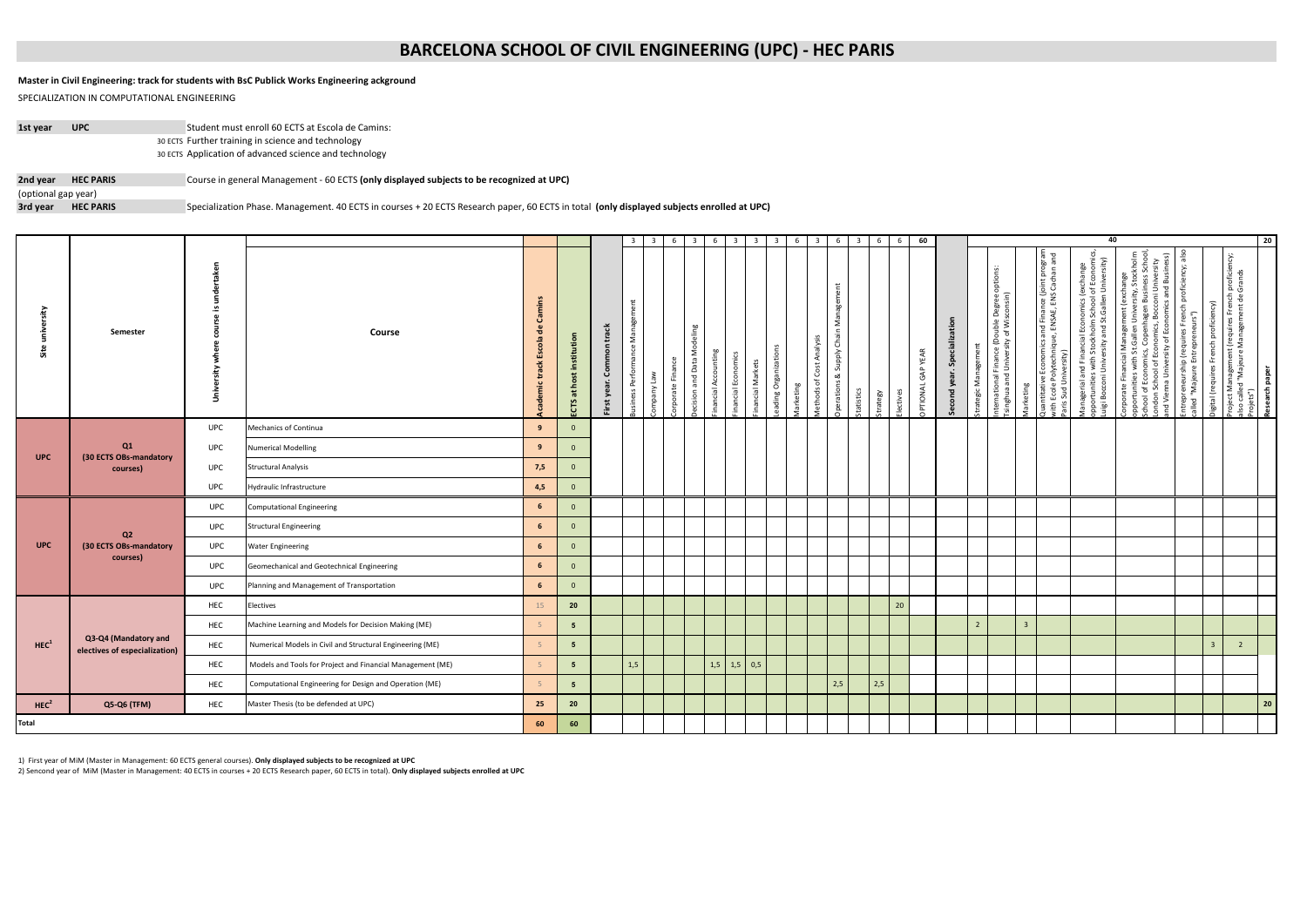# BARCELONA SCHOOL OF CIVIL ENGINEERING (UPC) - HEC PARIS

**Master in Civil Engineering: track for students with BsC Publick Works Engineering ackground**

SPECIALIZATION IN COMPUTATIONAL ENGINEERING

**1st year** **UPC** Student must enroll 60 ECTS at Escola de Camins:
30 ECTS Further training in science and technology
30 ECTS Application of advanced science and technology

**2nd year** **HEC PARIS** Course in general Management - 60 ECTS **(only displayed subjects to be recognized at UPC)**

(optional gap year)

**3rd year** **HEC PARIS** Specialization Phase. Management. 40 ECTS in courses + 20 ECTS Research paper, 60 ECTS in total **(only displayed subjects enrolled at UPC)**

| Site university | Semester | University where course is undertaken | Course | Academic track Escola de Camins | ECTS at host institution | First year. Common track | Business Performance Management | Company Law | Corporate Finance | Decision and Data Modeling | Financial Accounting | Financial Economics | Financial Markets | Leading Organizations | Marketing | Methods of Cost Analysis | Operations & Supply Chain Management | Statistics | Strategy | Electives | OPTIONAL GAP YEAR | Second year. Specialization | Strategic Management | International Finance (Double Degree options: Tsinghua and University of Wisconsin) | Marketing | Quantitative Economics and Finance (joint program with Ecole Polytechnique, ENSAE, ENS Cachan and Paris Sud University) | Managerial and Financial Economics (exchange opportunities with Stockholm School of Economics, Luigi Bocconi University and St.Gallen University) | Corporate Financial Management (exchange opportunities with St.Gallen University, Stockholm School of Economics, Copenhagen Business School, London School of Economics, Bocconi University and Vienna University of Economics and Business) | Entrepreneurship (requires French proficiency; also called "Majeure Entrepreneurs") | Digital (requires French proficiency) | Project Management (requires French proficiency; also called "Majeure Management de Grands Projets") | Research paper |
|---|---|---|---|---|---|---|---|---|---|---|---|---|---|---|---|---|---|---|---|---|---|---|---|---|---|---|---|---|---|---|---|---|
| | | | | | | | 3 | 3 | 6 | 3 | 6 | 3 | 3 | 3 | 6 | 3 | 6 | 3 | 6 | 6 | 60 | | 40 | | | | | | | | | 20 |
| UPC | Q1 (30 ECTS OBs-mandatory courses) | UPC | Mechanics of Continua | 9 | 0 | | | | | | | | | | | | | | | | | | | | | | | | | | | |
| | | UPC | Numerical Modelling | 9 | 0 | | | | | | | | | | | | | | | | | | | | | | | | | | | |
| | | UPC | Structural Analysis | 7,5 | 0 | | | | | | | | | | | | | | | | | | | | | | | | | | | |
| | | UPC | Hydraulic Infrastructure | 4,5 | 0 | | | | | | | | | | | | | | | | | | | | | | | | | | | |
| UPC | Q2 (30 ECTS OBs-mandatory courses) | UPC | Computational Engineering | 6 | 0 | | | | | | | | | | | | | | | | | | | | | | | | | | | |
| | | UPC | Structural Engineering | 6 | 0 | | | | | | | | | | | | | | | | | | | | | | | | | | | |
| | | UPC | Water Engineering | 6 | 0 | | | | | | | | | | | | | | | | | | | | | | | | | | | |
| | | UPC | Geomechanical and Geotechnical Engineering | 6 | 0 | | | | | | | | | | | | | | | | | | | | | | | | | | | |
| | | UPC | Planning and Management of Transportation | 6 | 0 | | | | | | | | | | | | | | | | | | | | | | | | | | | |
| HEC[1] | Q3-Q4 (Mandatory and electives of especialization) | HEC | Electives | 15 | 20 | | | | | | | | | | | | | | | 20 | | | | | | | | | | | | |
| | | HEC | Machine Learning and Models for Decision Making (ME) | 5 | 5 | | | | | | | | | | | | | | | | | | 2 | | 3 | | | | | | | |
| | | HEC | Numerical Models in Civil and Structural Engineering (ME) | 5 | 5 | | | | | | | | | | | | | | | | | | | | | | | | | 3 | 2 | |
| | | HEC | Models and Tools for Project and Financial Management (ME) | 5 | 5 | | 1,5 | | | | 1,5 | 1,5 | 0,5 | | | | | | | | | | | | | | | | | | | |
| | | HEC | Computational Engineering for Design and Operation (ME) | 5 | 5 | | | | | | | | | | | | 2,5 | | 2,5 | | | | | | | | | | | | | |
| HEC[2] | Q5-Q6 (TFM) | HEC | Master Thesis (to be defended at UPC) | 25 | 20 | | | | | | | | | | | | | | | | | | | | | | | | | | | 20 |
| Total | | | | 60 | 60 | | | | | | | | | | | | | | | | | | | | | | | | | | | |

1) First year of MiM (Master in Management: 60 ECTS general courses). **Only displayed subjects to be recognized at UPC**

2) Sencond year of MiM (Master in Management: 40 ECTS in courses + 20 ECTS Research paper, 60 ECTS in total). **Only displayed subjects enrolled at UPC**